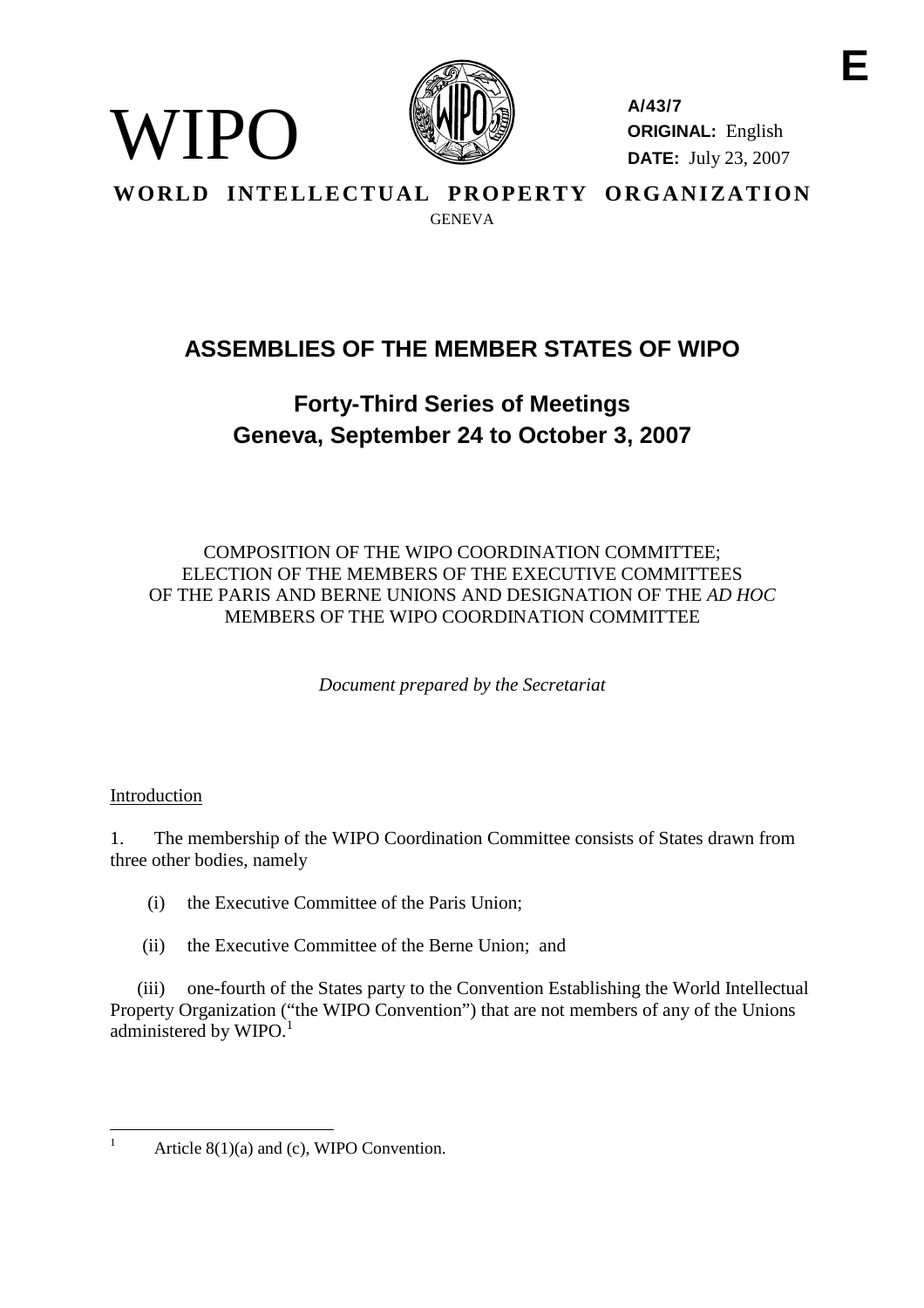WIPO

**A/43/7**
**ORIGINAL:** English
**DATE:** July 23, 2007

**WORLD INTELLECTUAL PROPERTY ORGANIZATION**
GENEVA

# ASSEMBLIES OF THE MEMBER STATES OF WIPO

## Forty-Third Series of Meetings
## Geneva, September 24 to October 3, 2007

COMPOSITION OF THE WIPO COORDINATION COMMITTEE;
ELECTION OF THE MEMBERS OF THE EXECUTIVE COMMITTEES
OF THE PARIS AND BERNE UNIONS AND DESIGNATION OF THE *AD HOC*
MEMBERS OF THE WIPO COORDINATION COMMITTEE

*Document prepared by the Secretariat*

Introduction

1. The membership of the WIPO Coordination Committee consists of States drawn from three other bodies, namely

(i) the Executive Committee of the Paris Union;

(ii) the Executive Committee of the Berne Union; and

(iii) one-fourth of the States party to the Convention Establishing the World Intellectual Property Organization ("the WIPO Convention") that are not members of any of the Unions administered by WIPO.[1]

---

[1] Article 8(1)(a) and (c), WIPO Convention.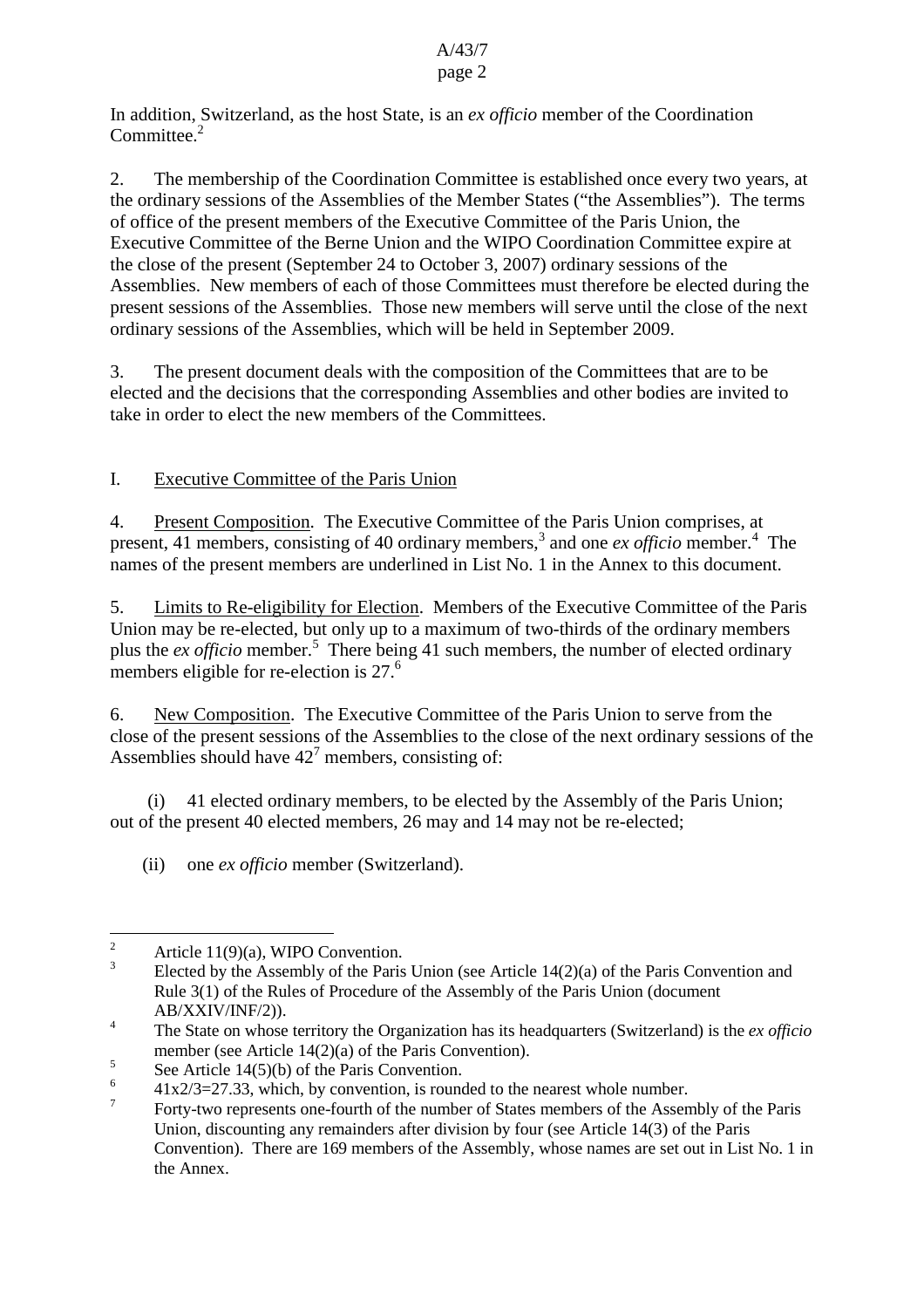In addition, Switzerland, as the host State, is an *ex officio* member of the Coordination Committee.[2]

2. The membership of the Coordination Committee is established once every two years, at the ordinary sessions of the Assemblies of the Member States ("the Assemblies"). The terms of office of the present members of the Executive Committee of the Paris Union, the Executive Committee of the Berne Union and the WIPO Coordination Committee expire at the close of the present (September 24 to October 3, 2007) ordinary sessions of the Assemblies. New members of each of those Committees must therefore be elected during the present sessions of the Assemblies. Those new members will serve until the close of the next ordinary sessions of the Assemblies, which will be held in September 2009.

3. The present document deals with the composition of the Committees that are to be elected and the decisions that the corresponding Assemblies and other bodies are invited to take in order to elect the new members of the Committees.

## I. Executive Committee of the Paris Union

4. Present Composition. The Executive Committee of the Paris Union comprises, at present, 41 members, consisting of 40 ordinary members,[3] and one *ex officio* member.[4] The names of the present members are underlined in List No. 1 in the Annex to this document.

5. Limits to Re-eligibility for Election. Members of the Executive Committee of the Paris Union may be re-elected, but only up to a maximum of two-thirds of the ordinary members plus the *ex officio* member.[5] There being 41 such members, the number of elected ordinary members eligible for re-election is 27.[6]

6. New Composition. The Executive Committee of the Paris Union to serve from the close of the present sessions of the Assemblies to the close of the next ordinary sessions of the Assemblies should have 42[7] members, consisting of:

(i) 41 elected ordinary members, to be elected by the Assembly of the Paris Union; out of the present 40 elected members, 26 may and 14 may not be re-elected;

(ii) one *ex officio* member (Switzerland).

---

[2] Article 11(9)(a), WIPO Convention.

[3] Elected by the Assembly of the Paris Union (see Article 14(2)(a) of the Paris Convention and Rule 3(1) of the Rules of Procedure of the Assembly of the Paris Union (document AB/XXIV/INF/2)).

[4] The State on whose territory the Organization has its headquarters (Switzerland) is the *ex officio* member (see Article 14(2)(a) of the Paris Convention).

[5] See Article 14(5)(b) of the Paris Convention.

[6] $41 \times 2/3 = 27.33$, which, by convention, is rounded to the nearest whole number.

[7] Forty-two represents one-fourth of the number of States members of the Assembly of the Paris Union, discounting any remainders after division by four (see Article 14(3) of the Paris Convention). There are 169 members of the Assembly, whose names are set out in List No. 1 in the Annex.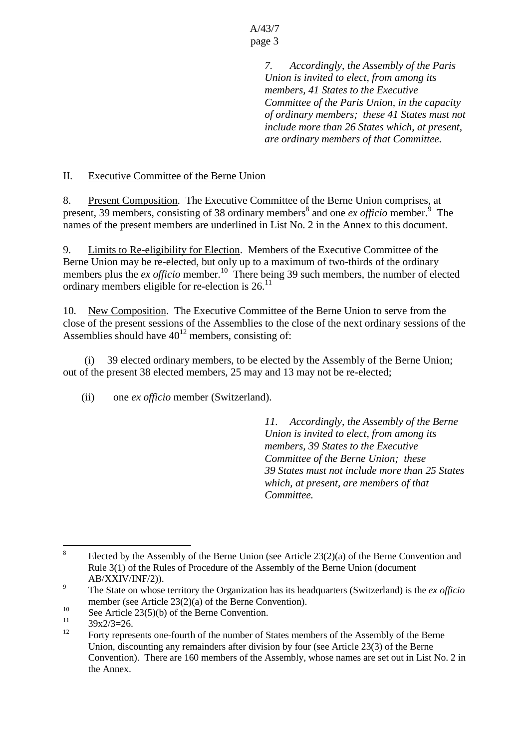*7. Accordingly, the Assembly of the Paris Union is invited to elect, from among its members, 41 States to the Executive Committee of the Paris Union, in the capacity of ordinary members; these 41 States must not include more than 26 States which, at present, are ordinary members of that Committee.*

## II. Executive Committee of the Berne Union

8. Present Composition. The Executive Committee of the Berne Union comprises, at present, 39 members, consisting of 38 ordinary members[8] and one *ex officio* member.[9] The names of the present members are underlined in List No. 2 in the Annex to this document.

9. Limits to Re-eligibility for Election. Members of the Executive Committee of the Berne Union may be re-elected, but only up to a maximum of two-thirds of the ordinary members plus the *ex officio* member.[10] There being 39 such members, the number of elected ordinary members eligible for re-election is 26.[11]

10. New Composition. The Executive Committee of the Berne Union to serve from the close of the present sessions of the Assemblies to the close of the next ordinary sessions of the Assemblies should have 40[12] members, consisting of:

(i) 39 elected ordinary members, to be elected by the Assembly of the Berne Union; out of the present 38 elected members, 25 may and 13 may not be re-elected;

(ii) one *ex officio* member (Switzerland).

*11. Accordingly, the Assembly of the Berne Union is invited to elect, from among its members, 39 States to the Executive Committee of the Berne Union; these 39 States must not include more than 25 States which, at present, are members of that Committee.*

---

[8] Elected by the Assembly of the Berne Union (see Article 23(2)(a) of the Berne Convention and Rule 3(1) of the Rules of Procedure of the Assembly of the Berne Union (document AB/XXIV/INF/2)).

[9] The State on whose territory the Organization has its headquarters (Switzerland) is the *ex officio* member (see Article 23(2)(a) of the Berne Convention).

[10] See Article 23(5)(b) of the Berne Convention.

[11] 39x2/3=26.

[12] Forty represents one-fourth of the number of States members of the Assembly of the Berne Union, discounting any remainders after division by four (see Article 23(3) of the Berne Convention). There are 160 members of the Assembly, whose names are set out in List No. 2 in the Annex.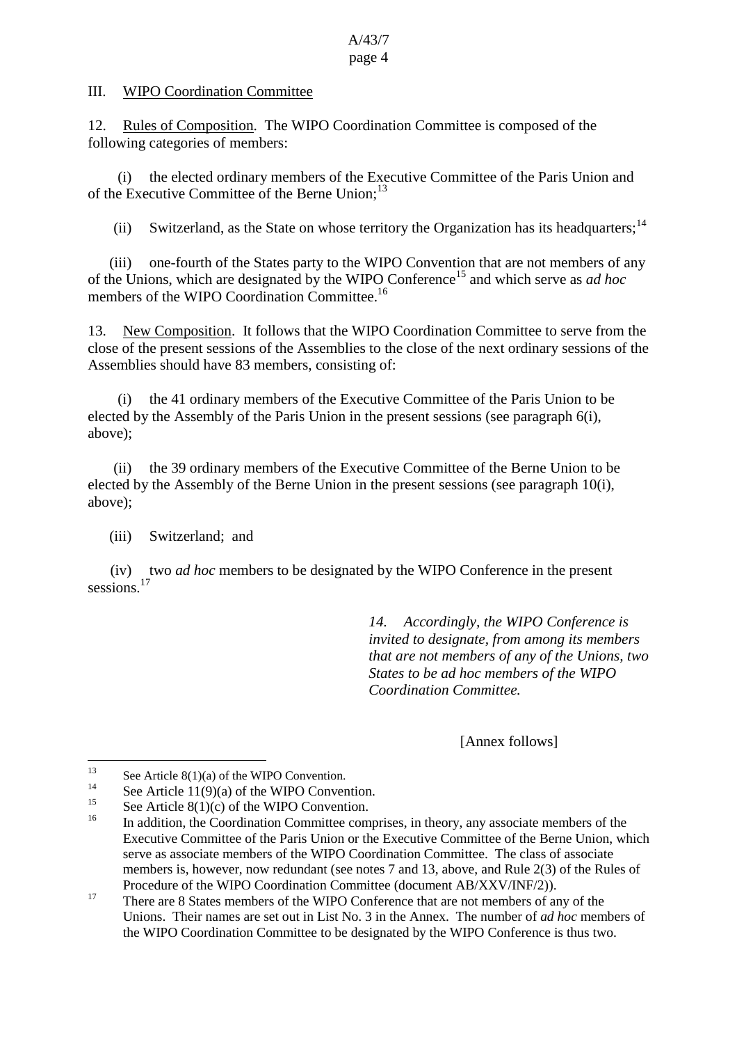## III. WIPO Coordination Committee

12. Rules of Composition. The WIPO Coordination Committee is composed of the following categories of members:

(i) the elected ordinary members of the Executive Committee of the Paris Union and of the Executive Committee of the Berne Union;[13]

(ii) Switzerland, as the State on whose territory the Organization has its headquarters;[14]

(iii) one-fourth of the States party to the WIPO Convention that are not members of any of the Unions, which are designated by the WIPO Conference[15] and which serve as *ad hoc* members of the WIPO Coordination Committee.[16]

13. New Composition. It follows that the WIPO Coordination Committee to serve from the close of the present sessions of the Assemblies to the close of the next ordinary sessions of the Assemblies should have 83 members, consisting of:

(i) the 41 ordinary members of the Executive Committee of the Paris Union to be elected by the Assembly of the Paris Union in the present sessions (see paragraph 6(i), above);

(ii) the 39 ordinary members of the Executive Committee of the Berne Union to be elected by the Assembly of the Berne Union in the present sessions (see paragraph 10(i), above);

(iii) Switzerland; and

(iv) two *ad hoc* members to be designated by the WIPO Conference in the present sessions.[17]

*14. Accordingly, the WIPO Conference is invited to designate, from among its members that are not members of any of the Unions, two States to be ad hoc members of the WIPO Coordination Committee.*

[Annex follows]

---

[13] See Article 8(1)(a) of the WIPO Convention.

[14] See Article 11(9)(a) of the WIPO Convention.

[15] See Article 8(1)(c) of the WIPO Convention.

[16] In addition, the Coordination Committee comprises, in theory, any associate members of the Executive Committee of the Paris Union or the Executive Committee of the Berne Union, which serve as associate members of the WIPO Coordination Committee. The class of associate members is, however, now redundant (see notes 7 and 13, above, and Rule 2(3) of the Rules of Procedure of the WIPO Coordination Committee (document AB/XXV/INF/2)).

[17] There are 8 States members of the WIPO Conference that are not members of any of the Unions. Their names are set out in List No. 3 in the Annex. The number of *ad hoc* members of the WIPO Coordination Committee to be designated by the WIPO Conference is thus two.